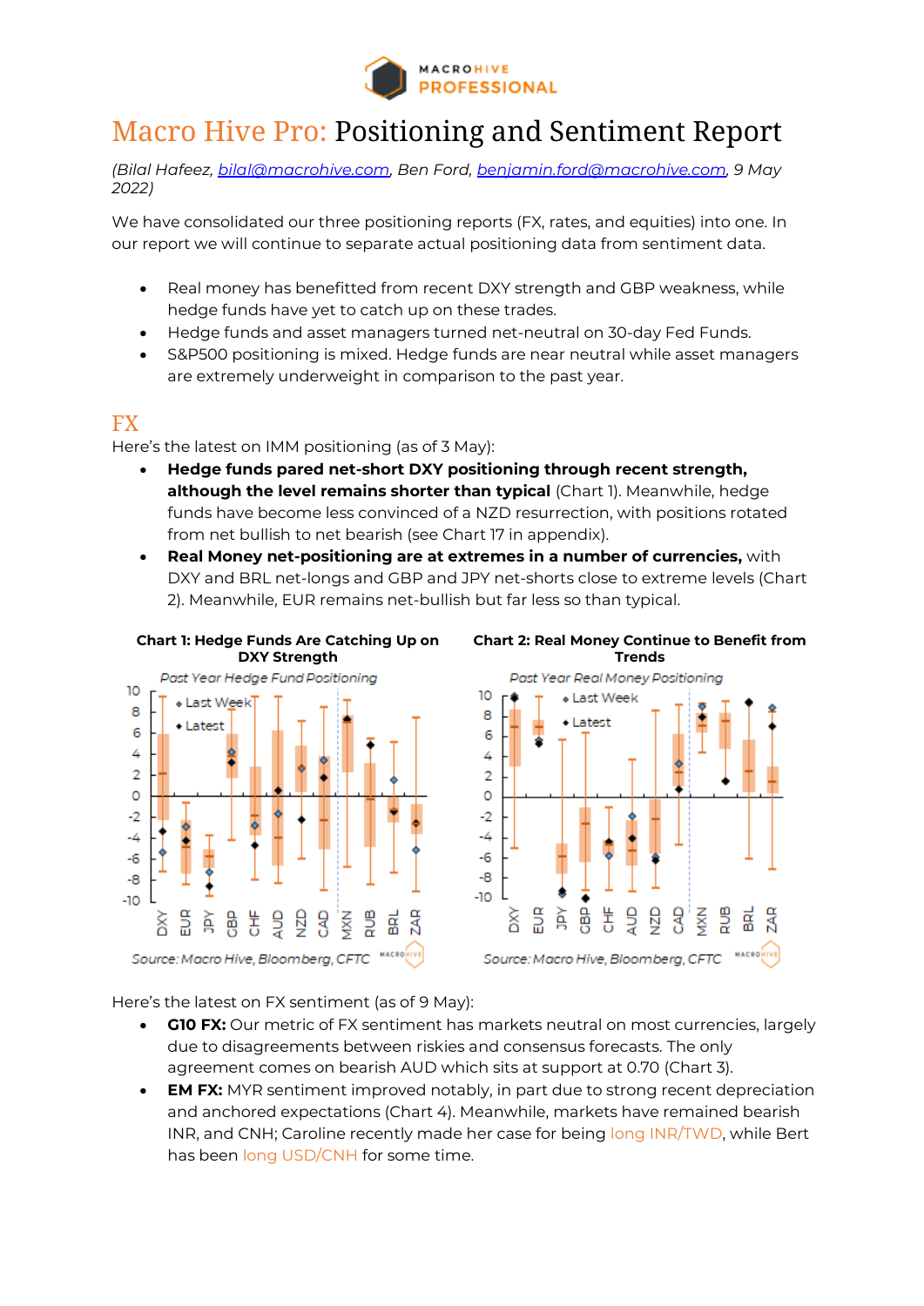# Macro Hive Pro: Positioning and Sentiment Report

*(Bilal Hafeez, bilal@macrohive.com, Ben Ford, benjamin.ford@macrohive.com, 9 May 2022)*

We have consolidated our three positioning reports (FX, rates, and equities) into one. In our report we will continue to separate actual positioning data from sentiment data.

- Real money has benefitted from recent DXY strength and GBP weakness, while hedge funds have yet to catch up on these trades.
- Hedge funds and asset managers turned net-neutral on 30-day Fed Funds.
- S&P500 positioning is mixed. Hedge funds are near neutral while asset managers are extremely underweight in comparison to the past year.

## FX

Here's the latest on IMM positioning (as of 3 May):

- **Hedge funds pared net-short DXY positioning through recent strength, although the level remains shorter than typical** (Chart 1). Meanwhile, hedge funds have become less convinced of a NZD resurrection, with positions rotated from net bullish to net bearish (see Chart 17 in appendix).
- **Real Money net-positioning are at extremes in a number of currencies,** with DXY and BRL net-longs and GBP and JPY net-shorts close to extreme levels (Chart 2). Meanwhile, EUR remains net-bullish but far less so than typical.

**Chart 1: Hedge Funds Are Catching Up on DXY Strength**

*Past Year Hedge Fund Positioning*

Source: Macro Hive, Bloomberg, CFTC

**Chart 2: Real Money Continue to Benefit from Trends**

*Past Year Real Money Positioning*

Source: Macro Hive, Bloomberg, CFTC

Here's the latest on FX sentiment (as of 9 May):

- **G10 FX:** Our metric of FX sentiment has markets neutral on most currencies, largely due to disagreements between riskies and consensus forecasts. The only agreement comes on bearish AUD which sits at support at 0.70 (Chart 3).
- **EM FX:** MYR sentiment improved notably, in part due to strong recent depreciation and anchored expectations (Chart 4). Meanwhile, markets have remained bearish INR, and CNH; Caroline recently made her case for being long INR/TWD, while Bert has been long USD/CNH for some time.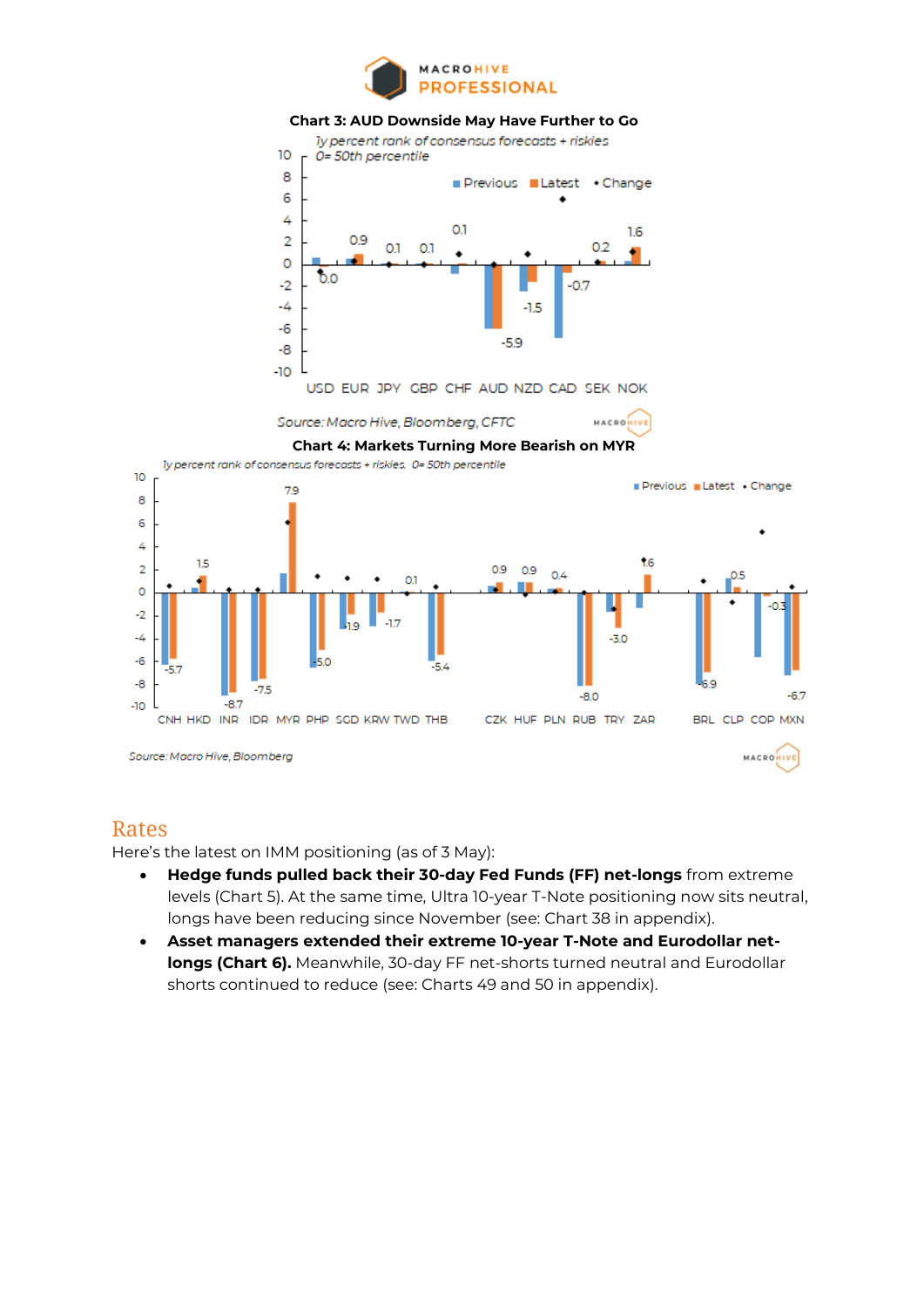**Chart 3: AUD Downside May Have Further to Go**

1y percent rank of consensus forecasts + riskies
0= 50th percentile

| | USD | EUR | JPY | GBP | CHF | AUD | NZD | CAD | SEK | NOK |
|---|---|---|---|---|---|---|---|---|---|---|
| Change | 0.0 | 0.9 | 0.1 | 0.1 | 0.1 | -5.9 | -1.5 | -0.7 | 0.2 | 1.6 |

Source: Macro Hive, Bloomberg, CFTC

**Chart 4: Markets Turning More Bearish on MYR**

1y percent rank of consensus forecasts + riskies. 0= 50th percentile

| | CNH | HKD | INR | IDR | MYR | PHP | SGD | KRW | TWD | THB | CZK | HUF | PLN | RUB | TRY | ZAR | BRL | CLP | COP | MXN |
|---|---|---|---|---|---|---|---|---|---|---|---|---|---|---|---|---|---|---|---|---|
| Latest | -5.7 | 1.5 | -8.7 | -7.5 | 7.9 | -5.0 | -1.9 | -1.7 | 0.1 | -5.4 | 0.9 | 0.9 | 0.4 | -8.0 | -3.0 | 1.6 | -6.9 | 0.5 | -0.3 | -6.7 |

Source: Macro Hive, Bloomberg

# Rates

Here's the latest on IMM positioning (as of 3 May):

- **Hedge funds pulled back their 30-day Fed Funds (FF) net-longs** from extreme levels (Chart 5). At the same time, Ultra 10-year T-Note positioning now sits neutral, longs have been reducing since November (see: Chart 38 in appendix).
- **Asset managers extended their extreme 10-year T-Note and Eurodollar net-longs (Chart 6).** Meanwhile, 30-day FF net-shorts turned neutral and Eurodollar shorts continued to reduce (see: Charts 49 and 50 in appendix).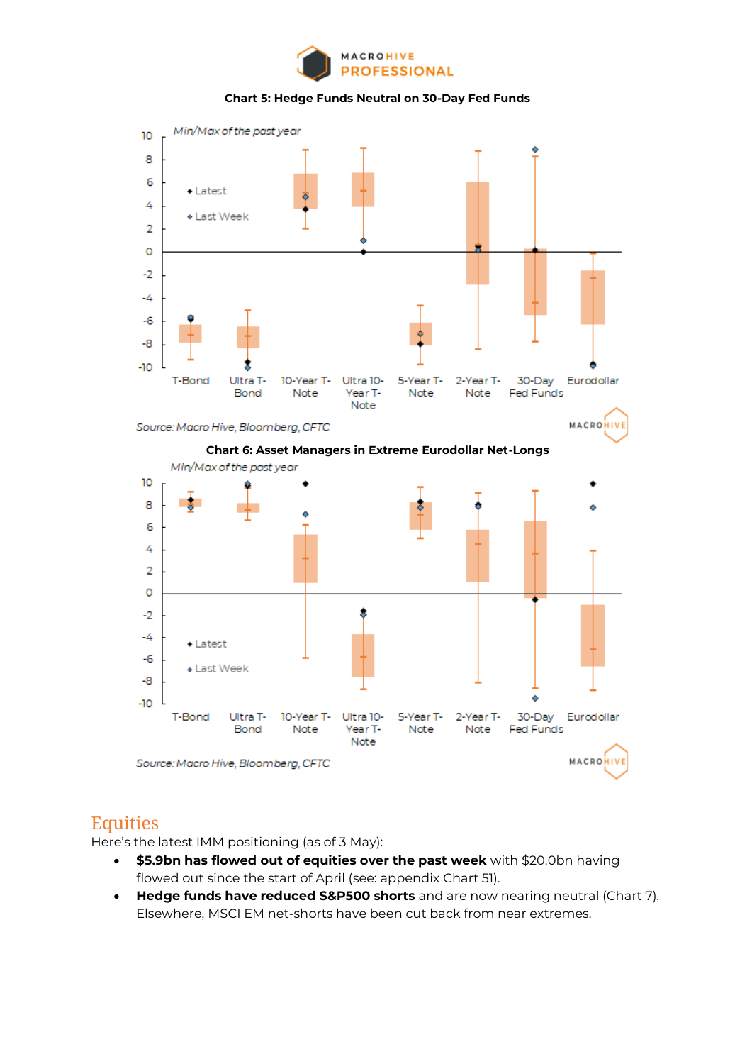**Chart 5: Hedge Funds Neutral on 30-Day Fed Funds**

Source: Macro Hive, Bloomberg, CFTC

**Chart 6: Asset Managers in Extreme Eurodollar Net-Longs**

Source: Macro Hive, Bloomberg, CFTC

## Equities

Here's the latest IMM positioning (as of 3 May):

- **$5.9bn has flowed out of equities over the past week** with $20.0bn having flowed out since the start of April (see: appendix Chart 51).
- **Hedge funds have reduced S&P500 shorts** and are now nearing neutral (Chart 7). Elsewhere, MSCI EM net-shorts have been cut back from near extremes.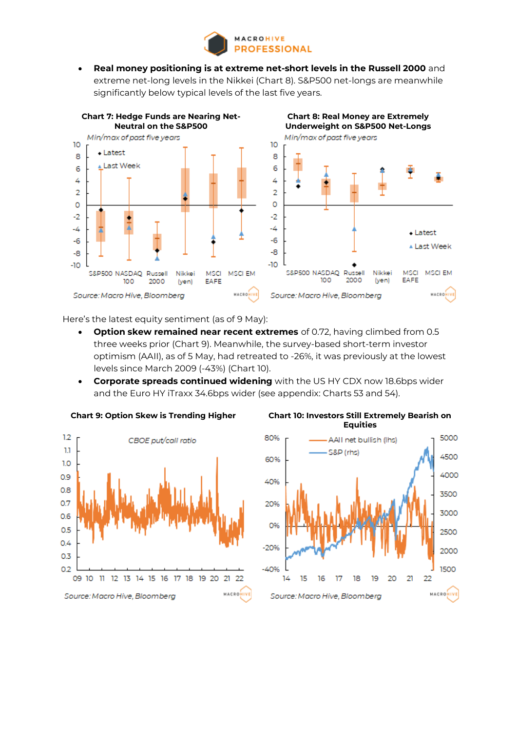- **Real money positioning is at extreme net-short levels in the Russell 2000** and extreme net-long levels in the Nikkei (Chart 8). S&P500 net-longs are meanwhile significantly below typical levels of the last five years.

**Chart 7: Hedge Funds are Nearing Net-Neutral on the S&P500**

*Min/max of past five years*

Source: Macro Hive, Bloomberg

**Chart 8: Real Money are Extremely Underweight on S&P500 Net-Longs**

*Min/max of past five years*

Source: Macro Hive, Bloomberg

Here's the latest equity sentiment (as of 9 May):

- **Option skew remained near recent extremes** of 0.72, having climbed from 0.5 three weeks prior (Chart 9). Meanwhile, the survey-based short-term investor optimism (AAII), as of 5 May, had retreated to -26%, it was previously at the lowest levels since March 2009 (-43%) (Chart 10).
- **Corporate spreads continued widening** with the US HY CDX now 18.6bps wider and the Euro HY iTraxx 34.6bps wider (see appendix: Charts 53 and 54).

**Chart 9: Option Skew is Trending Higher**

*CBOE put/call ratio*

Source: Macro Hive, Bloomberg

**Chart 10: Investors Still Extremely Bearish on Equities**

Source: Macro Hive, Bloomberg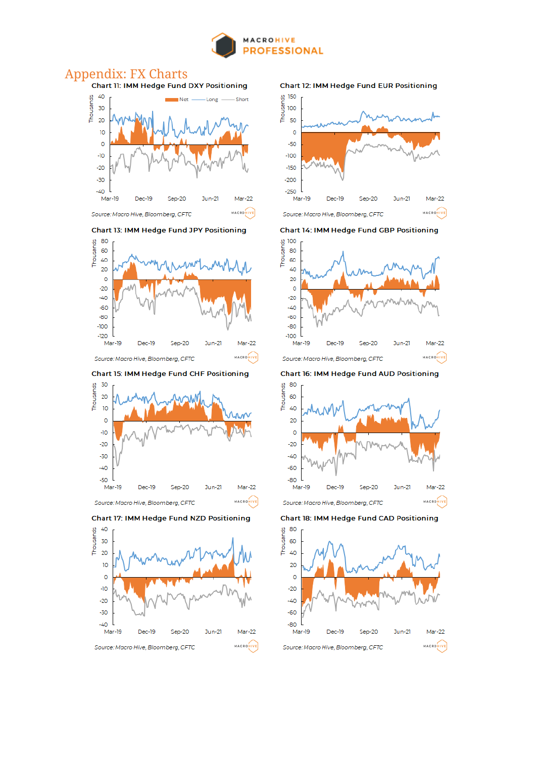# Appendix: FX Charts

**Chart 11: IMM Hedge Fund DXY Positioning**

Source: Macro Hive, Bloomberg, CFTC

**Chart 12: IMM Hedge Fund EUR Positioning**

Source: Macro Hive, Bloomberg, CFTC

**Chart 13: IMM Hedge Fund JPY Positioning**

Source: Macro Hive, Bloomberg, CFTC

**Chart 14: IMM Hedge Fund GBP Positioning**

Source: Macro Hive, Bloomberg, CFTC

**Chart 15: IMM Hedge Fund CHF Positioning**

Source: Macro Hive, Bloomberg, CFTC

**Chart 16: IMM Hedge Fund AUD Positioning**

Source: Macro Hive, Bloomberg, CFTC

**Chart 17: IMM Hedge Fund NZD Positioning**

Source: Macro Hive, Bloomberg, CFTC

**Chart 18: IMM Hedge Fund CAD Positioning**

Source: Macro Hive, Bloomberg, CFTC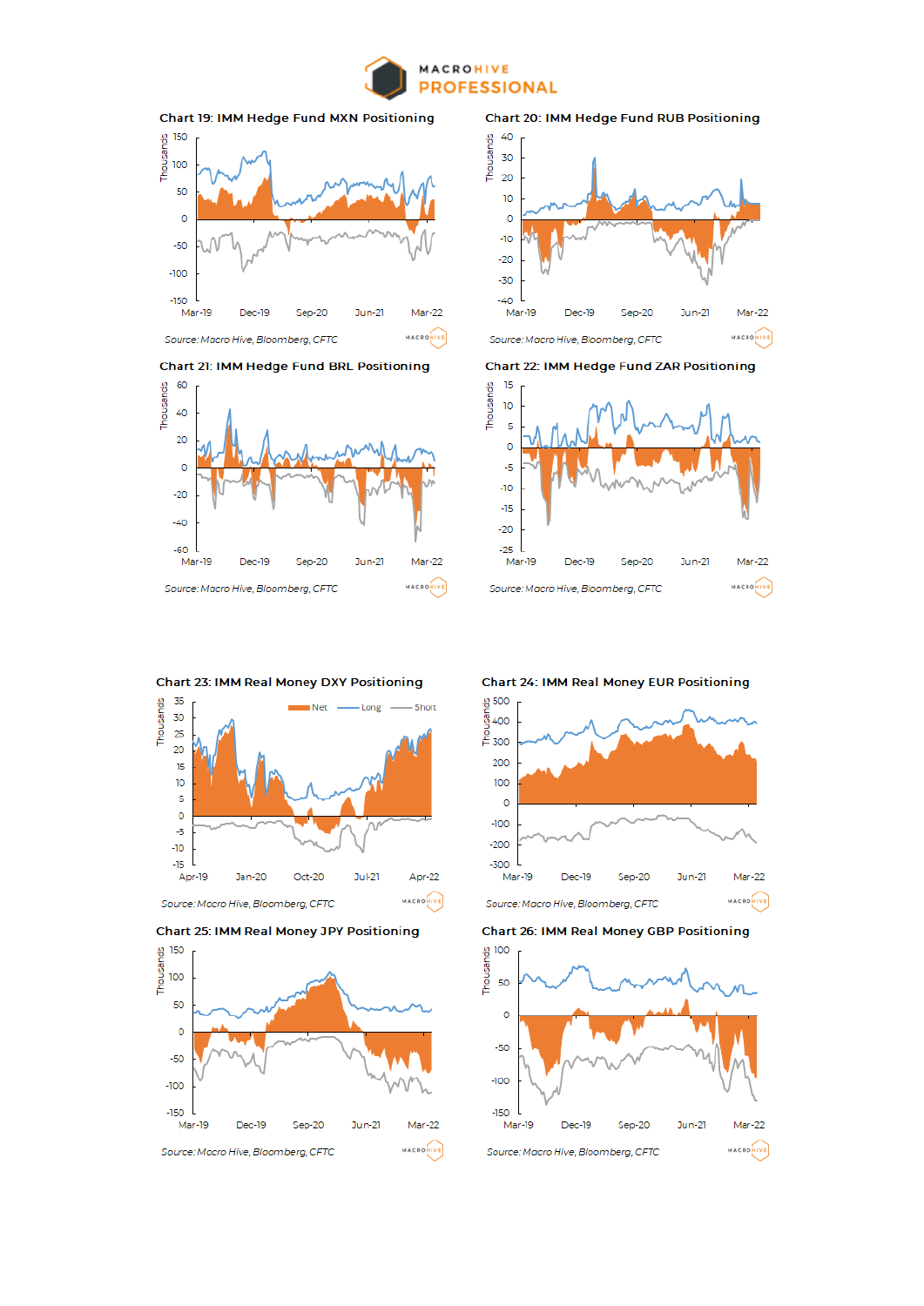**Chart 19: IMM Hedge Fund MXN Positioning**

*Source: Macro Hive, Bloomberg, CFTC*

**Chart 20: IMM Hedge Fund RUB Positioning**

*Source: Macro Hive, Bloomberg, CFTC*

**Chart 21: IMM Hedge Fund BRL Positioning**

*Source: Macro Hive, Bloomberg, CFTC*

**Chart 22: IMM Hedge Fund ZAR Positioning**

*Source: Macro Hive, Bloomberg, CFTC*

**Chart 23: IMM Real Money DXY Positioning**

*Source: Macro Hive, Bloomberg, CFTC*

**Chart 24: IMM Real Money EUR Positioning**

*Source: Macro Hive, Bloomberg, CFTC*

**Chart 25: IMM Real Money JPY Positioning**

*Source: Macro Hive, Bloomberg, CFTC*

**Chart 26: IMM Real Money GBP Positioning**

*Source: Macro Hive, Bloomberg, CFTC*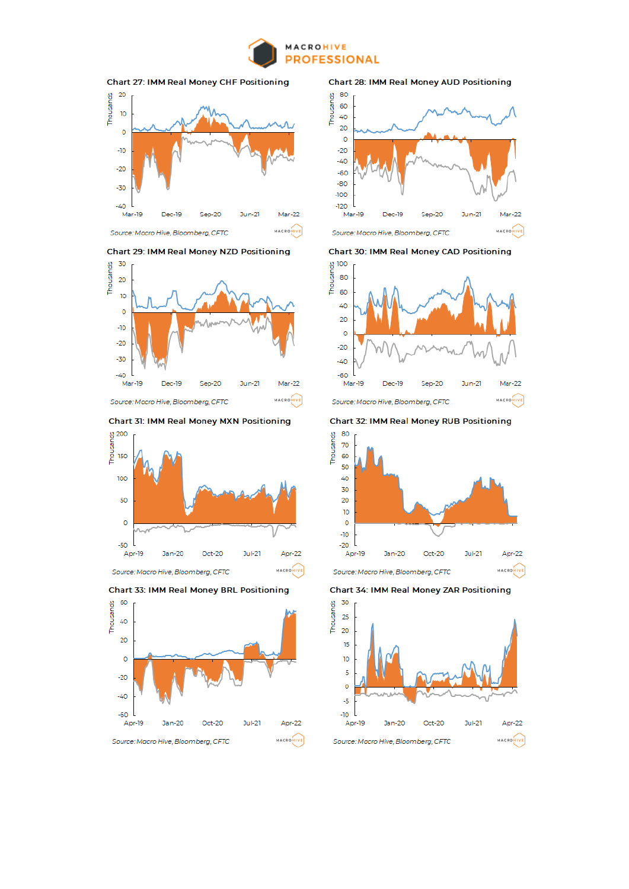**Chart 27: IMM Real Money CHF Positioning**

Source: Macro Hive, Bloomberg, CFTC

**Chart 28: IMM Real Money AUD Positioning**

Source: Macro Hive, Bloomberg, CFTC

**Chart 29: IMM Real Money NZD Positioning**

Source: Macro Hive, Bloomberg, CFTC

**Chart 30: IMM Real Money CAD Positioning**

Source: Macro Hive, Bloomberg, CFTC

**Chart 31: IMM Real Money MXN Positioning**

Source: Macro Hive, Bloomberg, CFTC

**Chart 32: IMM Real Money RUB Positioning**

Source: Macro Hive, Bloomberg, CFTC

**Chart 33: IMM Real Money BRL Positioning**

Source: Macro Hive, Bloomberg, CFTC

**Chart 34: IMM Real Money ZAR Positioning**

Source: Macro Hive, Bloomberg, CFTC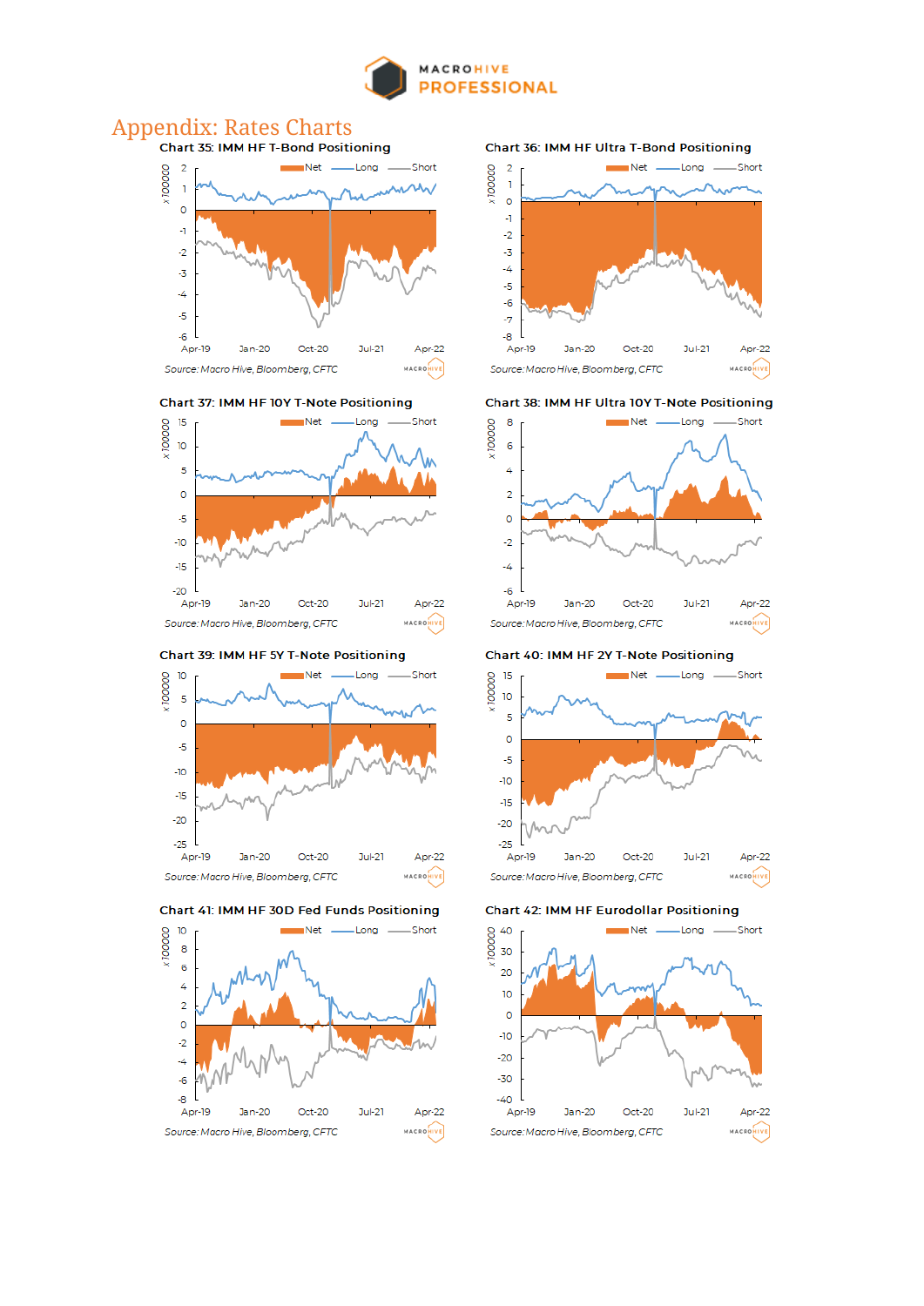# Appendix: Rates Charts

**Chart 35: IMM HF T-Bond Positioning**

Source: Macro Hive, Bloomberg, CFTC

**Chart 36: IMM HF Ultra T-Bond Positioning**

Source: Macro Hive, Bloomberg, CFTC

**Chart 37: IMM HF 10Y T-Note Positioning**

Source: Macro Hive, Bloomberg, CFTC

**Chart 38: IMM HF Ultra 10Y T-Note Positioning**

Source: Macro Hive, Bloomberg, CFTC

**Chart 39: IMM HF 5Y T-Note Positioning**

Source: Macro Hive, Bloomberg, CFTC

**Chart 40: IMM HF 2Y T-Note Positioning**

Source: Macro Hive, Bloomberg, CFTC

**Chart 41: IMM HF 30D Fed Funds Positioning**

Source: Macro Hive, Bloomberg, CFTC

**Chart 42: IMM HF Eurodollar Positioning**

Source: Macro Hive, Bloomberg, CFTC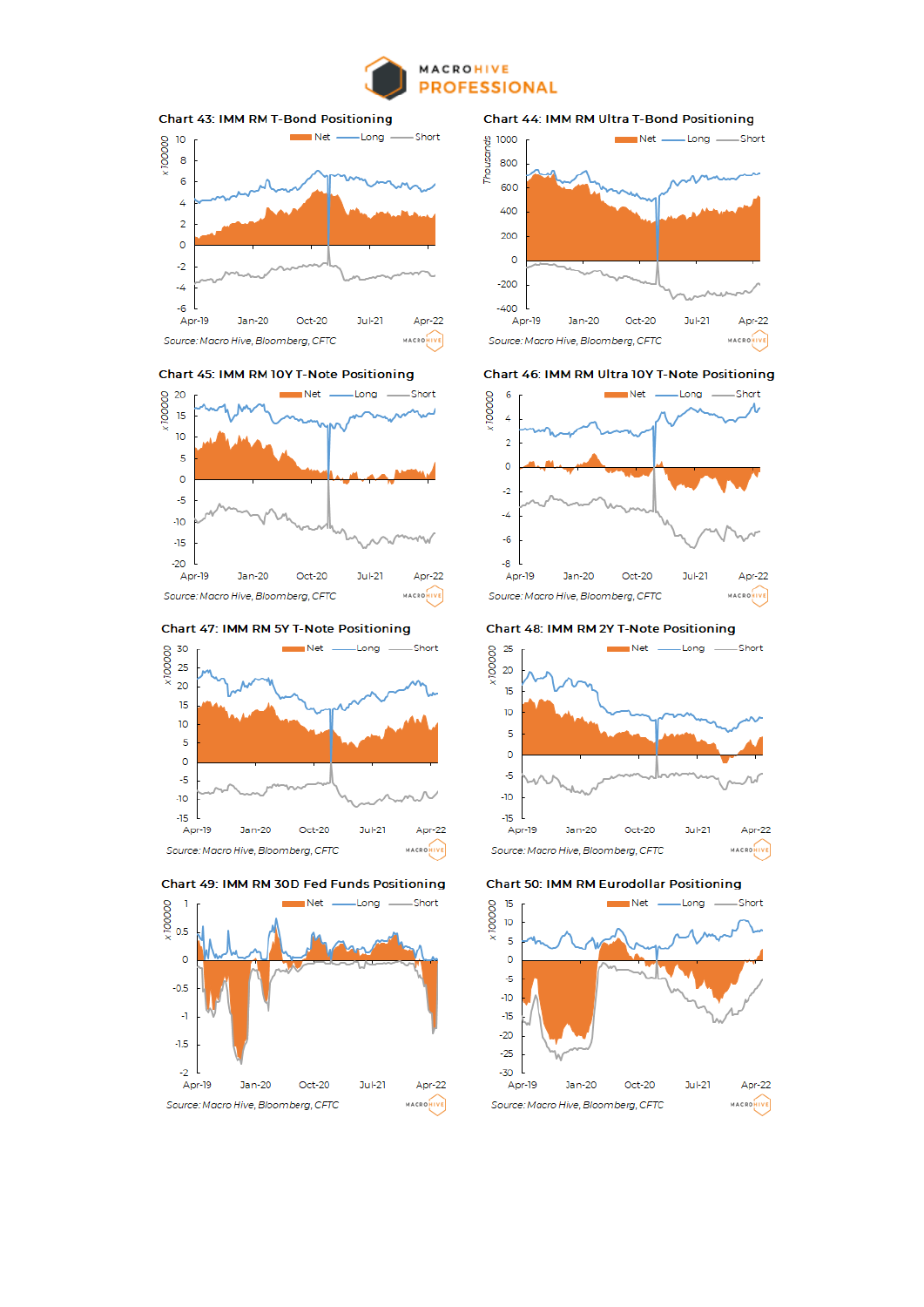**Chart 43: IMM RM T-Bond Positioning**

Source: Macro Hive, Bloomberg, CFTC

**Chart 44: IMM RM Ultra T-Bond Positioning**

Source: Macro Hive, Bloomberg, CFTC

**Chart 45: IMM RM 10Y T-Note Positioning**

Source: Macro Hive, Bloomberg, CFTC

**Chart 46: IMM RM Ultra 10Y T-Note Positioning**

Source: Macro Hive, Bloomberg, CFTC

**Chart 47: IMM RM 5Y T-Note Positioning**

Source: Macro Hive, Bloomberg, CFTC

**Chart 48: IMM RM 2Y T-Note Positioning**

Source: Macro Hive, Bloomberg, CFTC

**Chart 49: IMM RM 30D Fed Funds Positioning**

Source: Macro Hive, Bloomberg, CFTC

**Chart 50: IMM RM Eurodollar Positioning**

Source: Macro Hive, Bloomberg, CFTC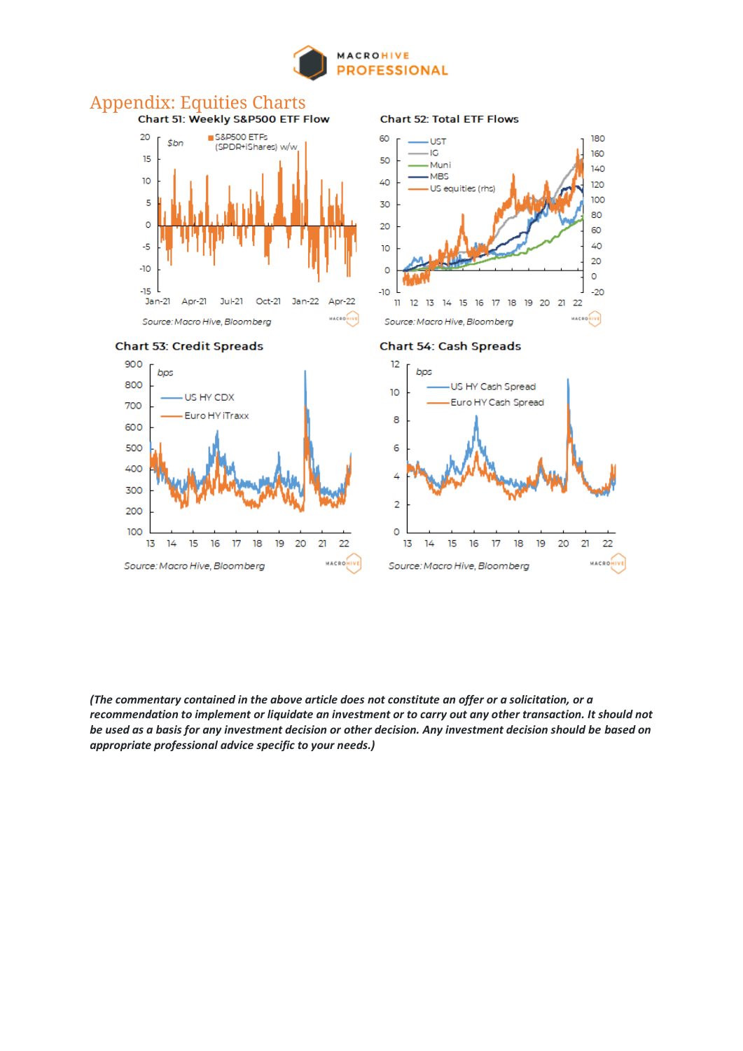# Appendix: Equities Charts

### Chart 51: Weekly S&P500 ETF Flow

$bn

S&P500 ETFs (SPDR+iShares) w/w

20
15
10
5
0
-5
-10
-15

Jan-21 Apr-21 Jul-21 Oct-21 Jan-22 Apr-22

Source: Macro Hive, Bloomberg

### Chart 52: Total ETF Flows

UST
IG
Muni
MBS
US equities (rhs)

60
50
40
30
20
10
0
-10

180
160
140
120
100
80
60
40
20
0
-20

11 12 13 14 15 16 17 18 19 20 21 22

Source: Macro Hive, Bloomberg

### Chart 53: Credit Spreads

bps

US HY CDX
Euro HY iTraxx

900
800
700
600
500
400
300
200
100

13 14 15 16 17 18 19 20 21 22

Source: Macro Hive, Bloomberg

### Chart 54: Cash Spreads

bps

US HY Cash Spread
Euro HY Cash Spread

12
10
8
6
4
2
0

13 14 15 16 17 18 19 20 21 22

Source: Macro Hive, Bloomberg

***(The commentary contained in the above article does not constitute an offer or a solicitation, or a recommendation to implement or liquidate an investment or to carry out any other transaction. It should not be used as a basis for any investment decision or other decision. Any investment decision should be based on appropriate professional advice specific to your needs.)***